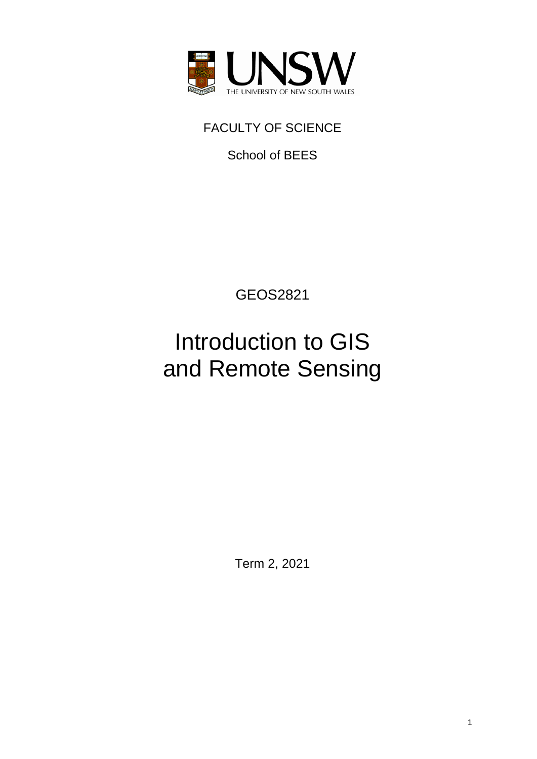UNSW

THE UNIVERSITY OF NEW SOUTH WALES

FACULTY OF SCIENCE

School of BEES

GEOS2821

# Introduction to GIS and Remote Sensing

Term 2, 2021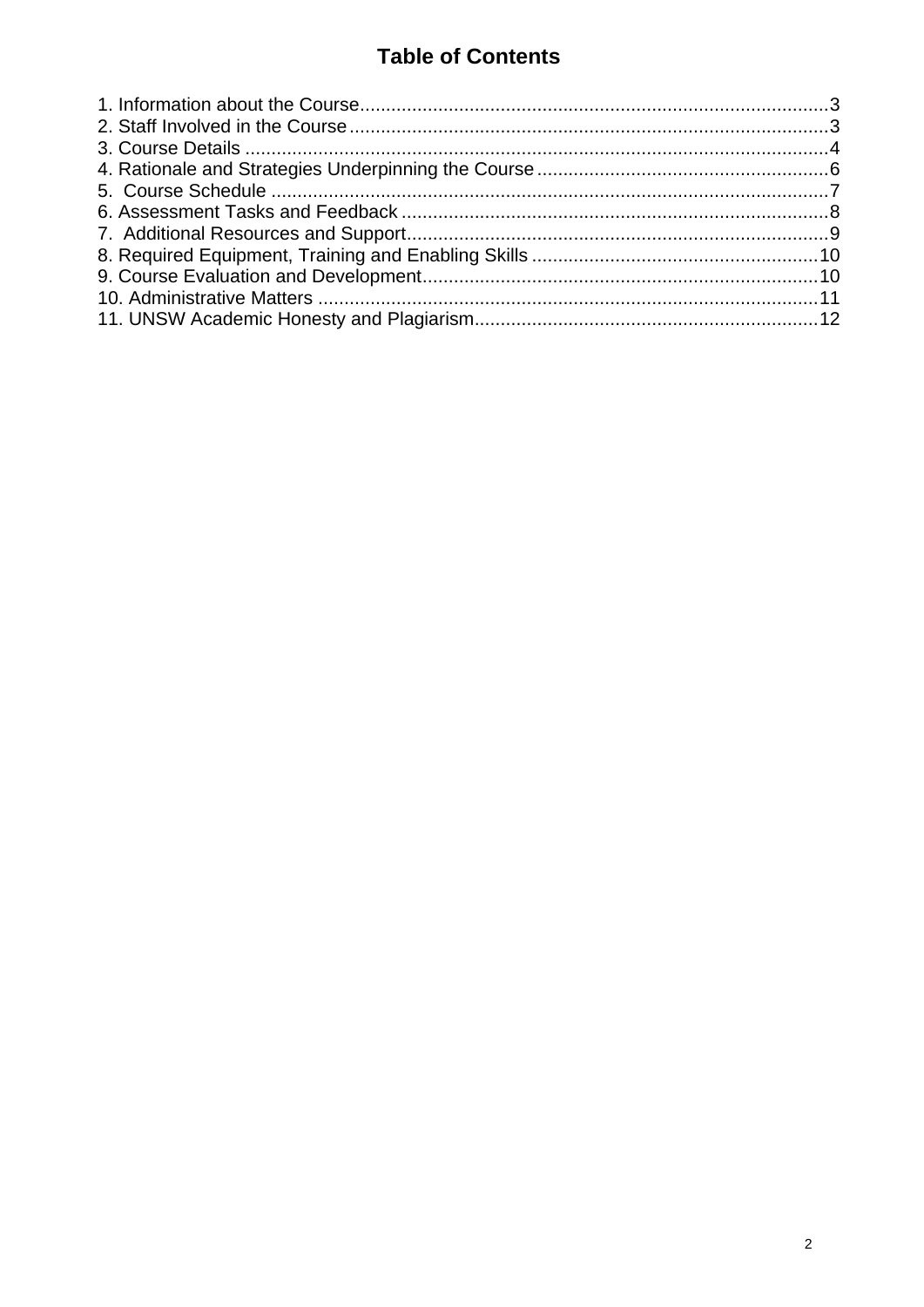# Table of Contents

1. Information about the Course..........................................................................................3
2. Staff Involved in the Course............................................................................................3
3. Course Details ...............................................................................................................4
4. Rationale and Strategies Underpinning the Course........................................................6
5. Course Schedule ...........................................................................................................7
6. Assessment Tasks and Feedback .................................................................................8
7. Additional Resources and Support.................................................................................9
8. Required Equipment, Training and Enabling Skills .......................................................10
9. Course Evaluation and Development............................................................................10
10. Administrative Matters ................................................................................................11
11. UNSW Academic Honesty and Plagiarism.................................................................12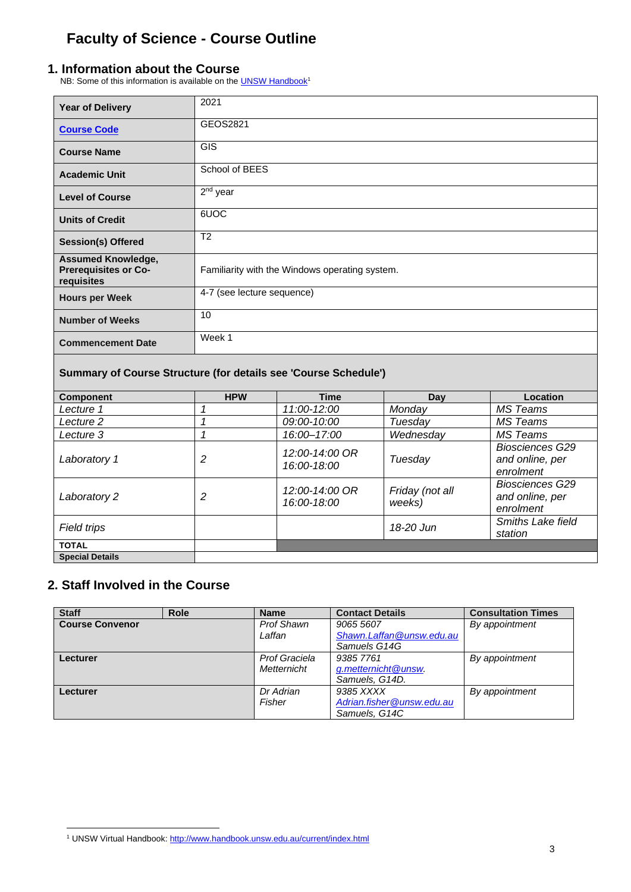# Faculty of Science - Course Outline

## 1. Information about the Course

NB: Some of this information is available on the [UNSW Handbook](http://www.handbook.unsw.edu.au/current/index.html)[1]

| | |
|---|---|
| **Year of Delivery** | 2021 |
| **Course Code** | GEOS2821 |
| **Course Name** | GIS |
| **Academic Unit** | School of BEES |
| **Level of Course** | 2nd year |
| **Units of Credit** | 6UOC |
| **Session(s) Offered** | T2 |
| **Assumed Knowledge, Prerequisites or Co-requisites** | Familiarity with the Windows operating system. |
| **Hours per Week** | 4-7 (see lecture sequence) |
| **Number of Weeks** | 10 |
| **Commencement Date** | Week 1 |

**Summary of Course Structure (for details see 'Course Schedule')**

| Component | HPW | Time | Day | Location |
|---|---|---|---|---|
| *Lecture 1* | *1* | *11:00-12:00* | *Monday* | *MS Teams* |
| *Lecture 2* | *1* | *09:00-10:00* | *Tuesday* | *MS Teams* |
| *Lecture 3* | *1* | *16:00–17:00* | *Wednesday* | *MS Teams* |
| *Laboratory 1* | *2* | *12:00-14:00 OR 16:00-18:00* | *Tuesday* | *Biosciences G29 and online, per enrolment* |
| *Laboratory 2* | *2* | *12:00-14:00 OR 16:00-18:00* | *Friday (not all weeks)* | *Biosciences G29 and online, per enrolment* |
| *Field trips* | | | *18-20 Jun* | *Smiths Lake field station* |
| **TOTAL** | | | | |
| **Special Details** | | | | |

## 2. Staff Involved in the Course

| Staff | Role | Name | Contact Details | Consultation Times |
|---|---|---|---|---|
| **Course Convenor** | | *Prof Shawn Laffan* | *9065 5607* *Shawn.Laffan@unsw.edu.au* *Samuels G14G* | *By appointment* |
| **Lecturer** | | *Prof Graciela Metternicht* | *9385 7761* *g.metternicht@unsw.* *Samuels, G14D.* | *By appointment* |
| **Lecturer** | | *Dr Adrian Fisher* | *9385 XXXX* *Adrian.fisher@unsw.edu.au* *Samuels, G14C* | *By appointment* |

[1] UNSW Virtual Handbook: http://www.handbook.unsw.edu.au/current/index.html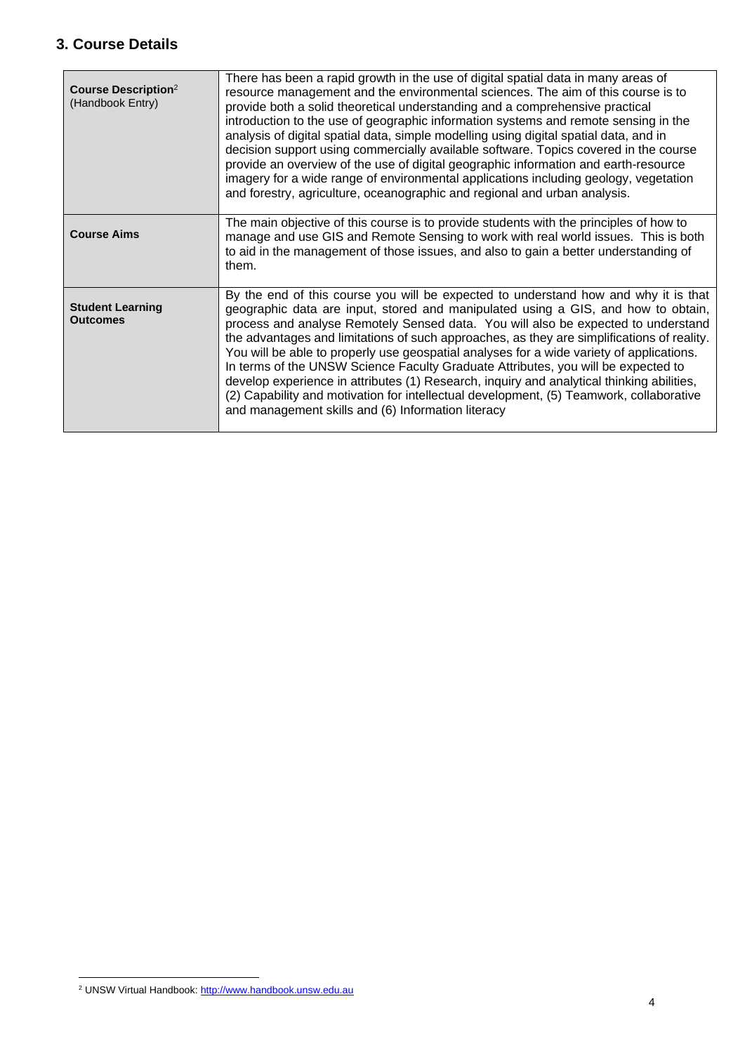## 3. Course Details

| | |
|---|---|
| **Course Description**[2] (Handbook Entry) | There has been a rapid growth in the use of digital spatial data in many areas of resource management and the environmental sciences. The aim of this course is to provide both a solid theoretical understanding and a comprehensive practical introduction to the use of geographic information systems and remote sensing in the analysis of digital spatial data, simple modelling using digital spatial data, and in decision support using commercially available software. Topics covered in the course provide an overview of the use of digital geographic information and earth-resource imagery for a wide range of environmental applications including geology, vegetation and forestry, agriculture, oceanographic and regional and urban analysis. |
| **Course Aims** | The main objective of this course is to provide students with the principles of how to manage and use GIS and Remote Sensing to work with real world issues. This is both to aid in the management of those issues, and also to gain a better understanding of them. |
| **Student Learning Outcomes** | By the end of this course you will be expected to understand how and why it is that geographic data are input, stored and manipulated using a GIS, and how to obtain, process and analyse Remotely Sensed data. You will also be expected to understand the advantages and limitations of such approaches, as they are simplifications of reality. You will be able to properly use geospatial analyses for a wide variety of applications. In terms of the UNSW Science Faculty Graduate Attributes, you will be expected to develop experience in attributes (1) Research, inquiry and analytical thinking abilities, (2) Capability and motivation for intellectual development, (5) Teamwork, collaborative and management skills and (6) Information literacy |

[2] UNSW Virtual Handbook: http://www.handbook.unsw.edu.au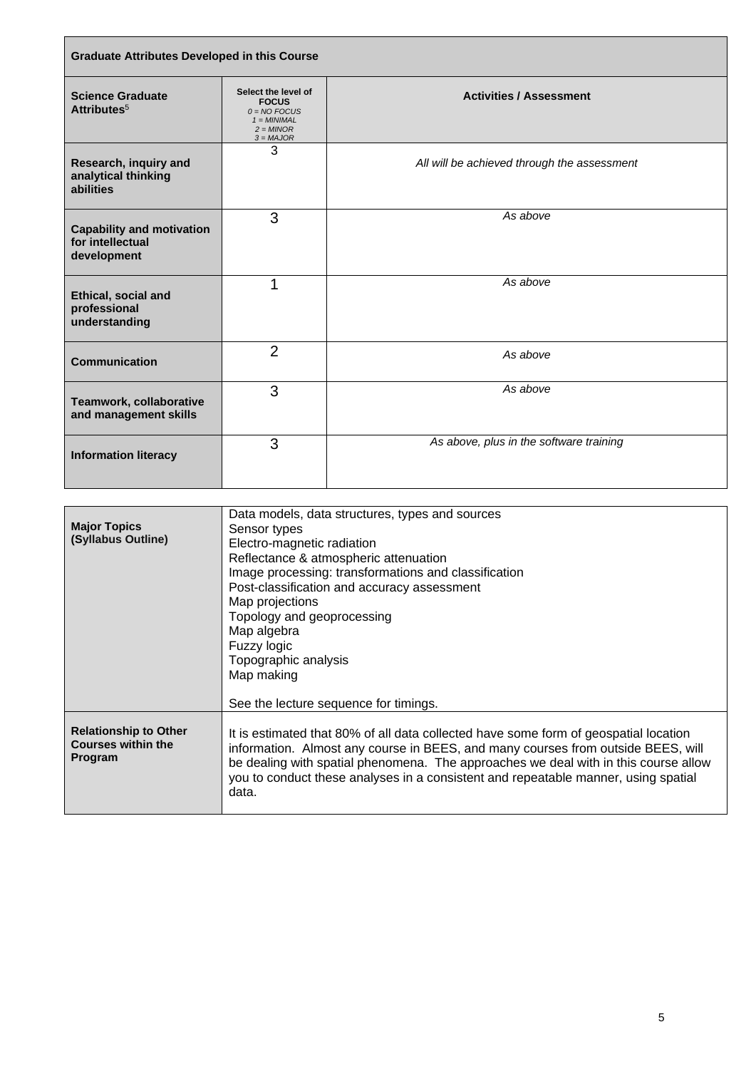| Graduate Attributes Developed in this Course | | |
|---|---|---|
| **Science Graduate Attributes**[5] | **Select the level of FOCUS** *0 = NO FOCUS 1 = MINIMAL 2 = MINOR 3 = MAJOR* | **Activities / Assessment** |
| **Research, inquiry and analytical thinking abilities** | 3 | *All will be achieved through the assessment* |
| **Capability and motivation for intellectual development** | 3 | *As above* |
| **Ethical, social and professional understanding** | 1 | *As above* |
| **Communication** | 2 | *As above* |
| **Teamwork, collaborative and management skills** | 3 | *As above* |
| **Information literacy** | 3 | *As above, plus in the software training* |

| | |
|---|---|
| **Major Topics (Syllabus Outline)** | Data models, data structures, types and sources<br>Sensor types<br>Electro-magnetic radiation<br>Reflectance & atmospheric attenuation<br>Image processing: transformations and classification<br>Post-classification and accuracy assessment<br>Map projections<br>Topology and geoprocessing<br>Map algebra<br>Fuzzy logic<br>Topographic analysis<br>Map making<br><br>See the lecture sequence for timings. |
| **Relationship to Other Courses within the Program** | It is estimated that 80% of all data collected have some form of geospatial location information. Almost any course in BEES, and many courses from outside BEES, will be dealing with spatial phenomena. The approaches we deal with in this course allow you to conduct these analyses in a consistent and repeatable manner, using spatial data. |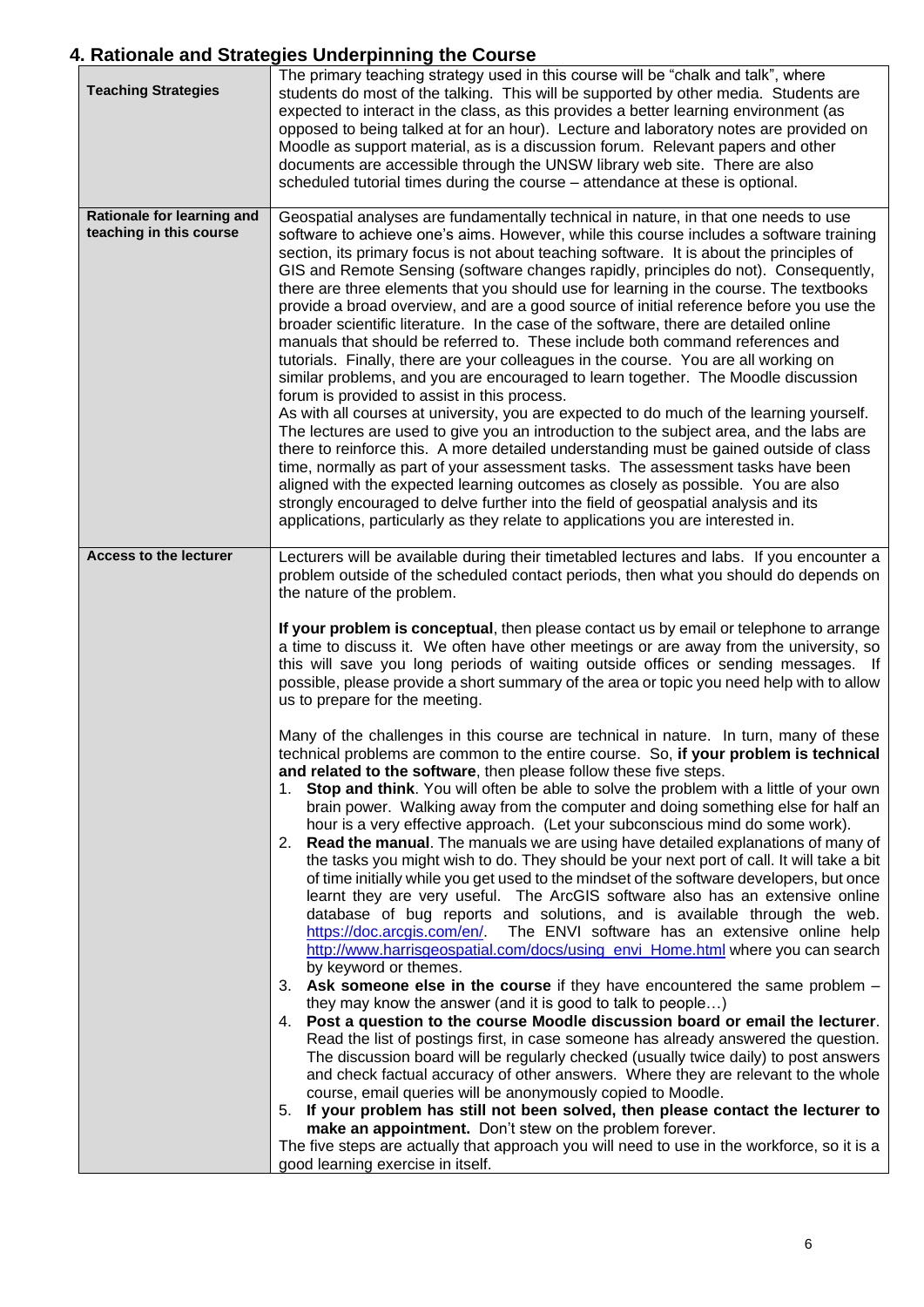## 4. Rationale and Strategies Underpinning the Course

| | |
|---|---|
| **Teaching Strategies** | The primary teaching strategy used in this course will be "chalk and talk", where students do most of the talking. This will be supported by other media. Students are expected to interact in the class, as this provides a better learning environment (as opposed to being talked at for an hour). Lecture and laboratory notes are provided on Moodle as support material, as is a discussion forum. Relevant papers and other documents are accessible through the UNSW library web site. There are also scheduled tutorial times during the course – attendance at these is optional. |
| **Rationale for learning and teaching in this course** | Geospatial analyses are fundamentally technical in nature, in that one needs to use software to achieve one's aims. However, while this course includes a software training section, its primary focus is not about teaching software. It is about the principles of GIS and Remote Sensing (software changes rapidly, principles do not). Consequently, there are three elements that you should use for learning in the course. The textbooks provide a broad overview, and are a good source of initial reference before you use the broader scientific literature. In the case of the software, there are detailed online manuals that should be referred to. These include both command references and tutorials. Finally, there are your colleagues in the course. You are all working on similar problems, and you are encouraged to learn together. The Moodle discussion forum is provided to assist in this process.<br>As with all courses at university, you are expected to do much of the learning yourself. The lectures are used to give you an introduction to the subject area, and the labs are there to reinforce this. A more detailed understanding must be gained outside of class time, normally as part of your assessment tasks. The assessment tasks have been aligned with the expected learning outcomes as closely as possible. You are also strongly encouraged to delve further into the field of geospatial analysis and its applications, particularly as they relate to applications you are interested in. |
| **Access to the lecturer** | Lecturers will be available during their timetabled lectures and labs. If you encounter a problem outside of the scheduled contact periods, then what you should do depends on the nature of the problem.<br><br>**If your problem is conceptual**, then please contact us by email or telephone to arrange a time to discuss it. We often have other meetings or are away from the university, so this will save you long periods of waiting outside offices or sending messages. If possible, please provide a short summary of the area or topic you need help with to allow us to prepare for the meeting.<br><br>Many of the challenges in this course are technical in nature. In turn, many of these technical problems are common to the entire course. So, **if your problem is technical and related to the software**, then please follow these five steps.<br>1. **Stop and think**. You will often be able to solve the problem with a little of your own brain power. Walking away from the computer and doing something else for half an hour is a very effective approach. (Let your subconscious mind do some work).<br>2. **Read the manual**. The manuals we are using have detailed explanations of many of the tasks you might wish to do. They should be your next port of call. It will take a bit of time initially while you get used to the mindset of the software developers, but once learnt they are very useful. The ArcGIS software also has an extensive online database of bug reports and solutions, and is available through the web. https://doc.arcgis.com/en/. The ENVI software has an extensive online help http://www.harrisgeospatial.com/docs/using_envi_Home.html where you can search by keyword or themes.<br>3. **Ask someone else in the course** if they have encountered the same problem – they may know the answer (and it is good to talk to people…)<br>4. **Post a question to the course Moodle discussion board or email the lecturer**. Read the list of postings first, in case someone has already answered the question. The discussion board will be regularly checked (usually twice daily) to post answers and check factual accuracy of other answers. Where they are relevant to the whole course, email queries will be anonymously copied to Moodle.<br>5. **If your problem has still not been solved, then please contact the lecturer to make an appointment.** Don't stew on the problem forever.<br>The five steps are actually that approach you will need to use in the workforce, so it is a good learning exercise in itself. |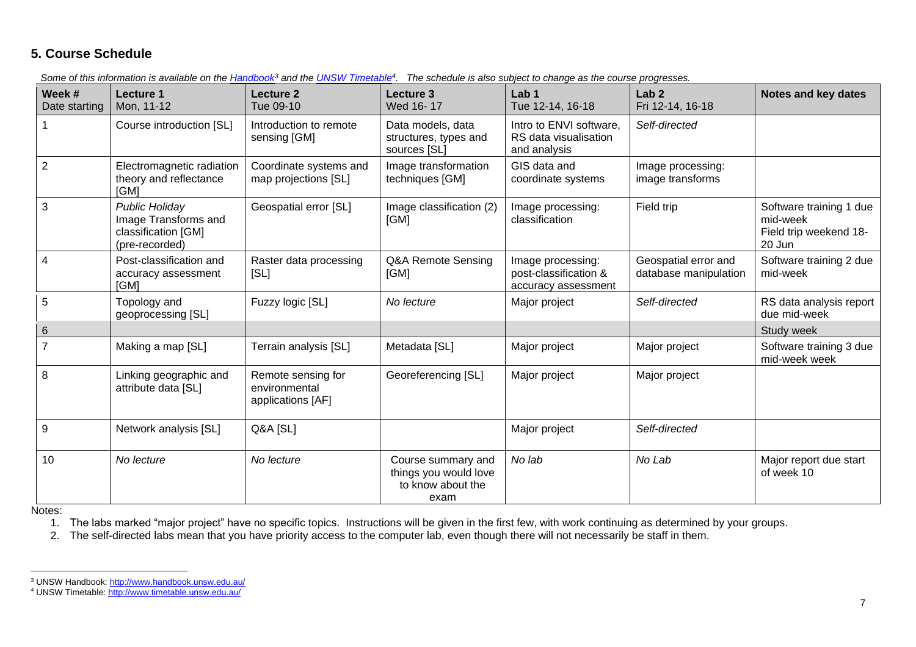## 5. Course Schedule

*Some of this information is available on the [Handbook][3] and the [UNSW Timetable][4]. The schedule is also subject to change as the course progresses.*

| Week # Date starting | Lecture 1 Mon, 11-12 | Lecture 2 Tue 09-10 | Lecture 3 Wed 16- 17 | Lab 1 Tue 12-14, 16-18 | Lab 2 Fri 12-14, 16-18 | Notes and key dates |
|---|---|---|---|---|---|---|
| 1 | Course introduction [SL] | Introduction to remote sensing [GM] | Data models, data structures, types and sources [SL] | Intro to ENVI software, RS data visualisation and analysis | *Self-directed* | |
| 2 | Electromagnetic radiation theory and reflectance [GM] | Coordinate systems and map projections [SL] | Image transformation techniques [GM] | GIS data and coordinate systems | Image processing: image transforms | |
| 3 | *Public Holiday* Image Transforms and classification [GM] (pre-recorded) | Geospatial error [SL] | Image classification (2) [GM] | Image processing: classification | Field trip | Software training 1 due mid-week Field trip weekend 18-20 Jun |
| 4 | Post-classification and accuracy assessment [GM] | Raster data processing [SL] | Q&A Remote Sensing [GM] | Image processing: post-classification & accuracy assessment | Geospatial error and database manipulation | Software training 2 due mid-week |
| 5 | Topology and geoprocessing [SL] | Fuzzy logic [SL] | *No lecture* | Major project | *Self-directed* | RS data analysis report due mid-week |
| 6 | | | | | | Study week |
| 7 | Making a map [SL] | Terrain analysis [SL] | Metadata [SL] | Major project | Major project | Software training 3 due mid-week week |
| 8 | Linking geographic and attribute data [SL] | Remote sensing for environmental applications [AF] | Georeferencing [SL] | Major project | Major project | |
| 9 | Network analysis [SL] | Q&A [SL] | | Major project | *Self-directed* | |
| 10 | *No lecture* | *No lecture* | Course summary and things you would love to know about the exam | *No lab* | *No Lab* | Major report due start of week 10 |

Notes:

1. The labs marked "major project" have no specific topics. Instructions will be given in the first few, with work continuing as determined by your groups.
2. The self-directed labs mean that you have priority access to the computer lab, even though there will not necessarily be staff in them.

---

[3] UNSW Handbook: http://www.handbook.unsw.edu.au/

[4] UNSW Timetable: http://www.timetable.unsw.edu.au/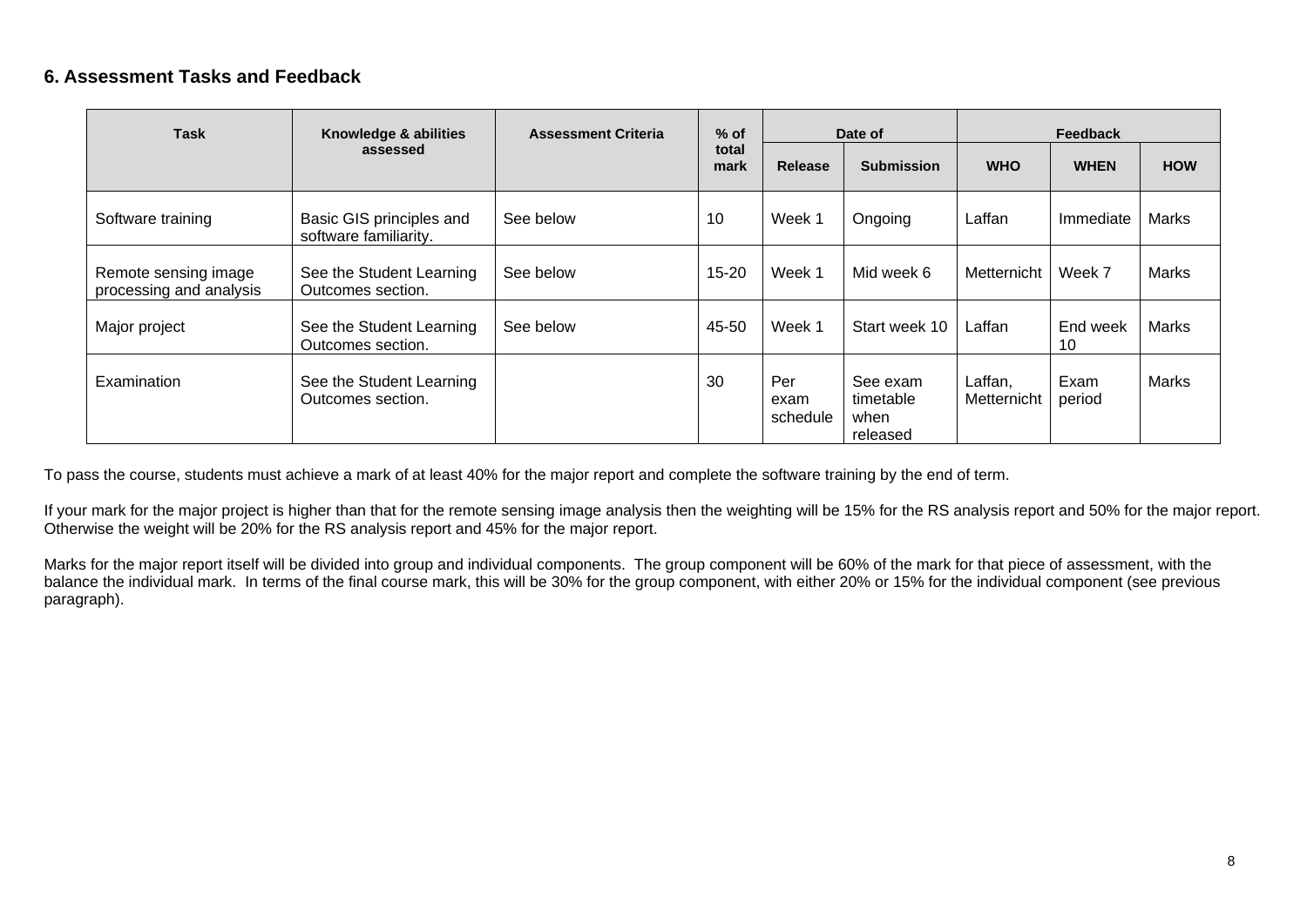## 6. Assessment Tasks and Feedback

| Task | Knowledge & abilities assessed | Assessment Criteria | % of total mark | Date of | | Feedback | | |
|---|---|---|---|---|---|---|---|---|
| | | | | Release | Submission | WHO | WHEN | HOW |
| Software training | Basic GIS principles and software familiarity. | See below | 10 | Week 1 | Ongoing | Laffan | Immediate | Marks |
| Remote sensing image processing and analysis | See the Student Learning Outcomes section. | See below | 15-20 | Week 1 | Mid week 6 | Metternicht | Week 7 | Marks |
| Major project | See the Student Learning Outcomes section. | See below | 45-50 | Week 1 | Start week 10 | Laffan | End week 10 | Marks |
| Examination | See the Student Learning Outcomes section. | | 30 | Per exam schedule | See exam timetable when released | Laffan, Metternicht | Exam period | Marks |

To pass the course, students must achieve a mark of at least 40% for the major report and complete the software training by the end of term.

If your mark for the major project is higher than that for the remote sensing image analysis then the weighting will be 15% for the RS analysis report and 50% for the major report. Otherwise the weight will be 20% for the RS analysis report and 45% for the major report.

Marks for the major report itself will be divided into group and individual components. The group component will be 60% of the mark for that piece of assessment, with the balance the individual mark. In terms of the final course mark, this will be 30% for the group component, with either 20% or 15% for the individual component (see previous paragraph).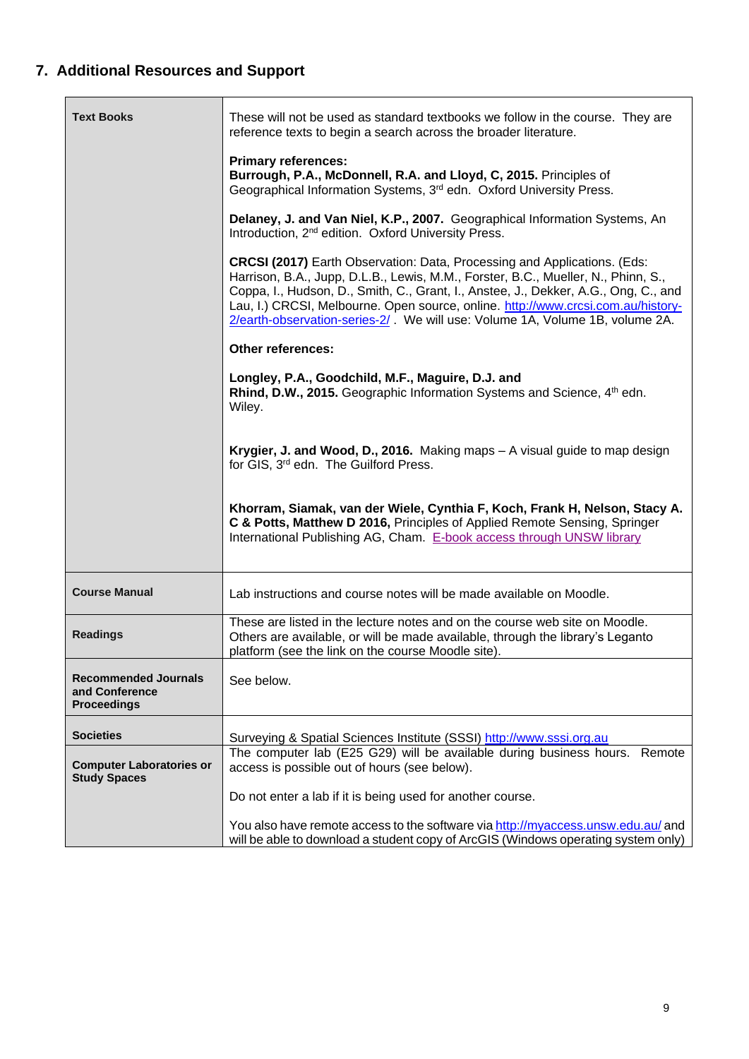## 7. Additional Resources and Support

| | |
|---|---|
| **Text Books** | These will not be used as standard textbooks we follow in the course. They are reference texts to begin a search across the broader literature.<br><br>**Primary references:**<br>**Burrough, P.A., McDonnell, R.A. and Lloyd, C, 2015.** Principles of Geographical Information Systems, 3rd edn. Oxford University Press.<br><br>**Delaney, J. and Van Niel, K.P., 2007.** Geographical Information Systems, An Introduction, 2nd edition. Oxford University Press.<br><br>**CRCSI (2017)** Earth Observation: Data, Processing and Applications. (Eds: Harrison, B.A., Jupp, D.L.B., Lewis, M.M., Forster, B.C., Mueller, N., Phinn, S., Coppa, I., Hudson, D., Smith, C., Grant, I., Anstee, J., Dekker, A.G., Ong, C., and Lau, I.) CRCSI, Melbourne. Open source, online. http://www.crcsi.com.au/history-2/earth-observation-series-2/ . We will use: Volume 1A, Volume 1B, volume 2A.<br><br>**Other references:**<br><br>**Longley, P.A., Goodchild, M.F., Maguire, D.J. and Rhind, D.W., 2015.** Geographic Information Systems and Science, 4th edn. Wiley.<br><br>**Krygier, J. and Wood, D., 2016.** Making maps – A visual guide to map design for GIS, 3rd edn. The Guilford Press.<br><br>**Khorram, Siamak, van der Wiele, Cynthia F, Koch, Frank H, Nelson, Stacy A. C & Potts, Matthew D 2016,** Principles of Applied Remote Sensing, Springer International Publishing AG, Cham. E-book access through UNSW library |
| **Course Manual** | Lab instructions and course notes will be made available on Moodle. |
| **Readings** | These are listed in the lecture notes and on the course web site on Moodle. Others are available, or will be made available, through the library's Leganto platform (see the link on the course Moodle site). |
| **Recommended Journals and Conference Proceedings** | See below. |
| **Societies** | Surveying & Spatial Sciences Institute (SSSI) http://www.sssi.org.au |
| **Computer Laboratories or Study Spaces** | The computer lab (E25 G29) will be available during business hours. Remote access is possible out of hours (see below).<br><br>Do not enter a lab if it is being used for another course.<br><br>You also have remote access to the software via http://myaccess.unsw.edu.au/ and will be able to download a student copy of ArcGIS (Windows operating system only) |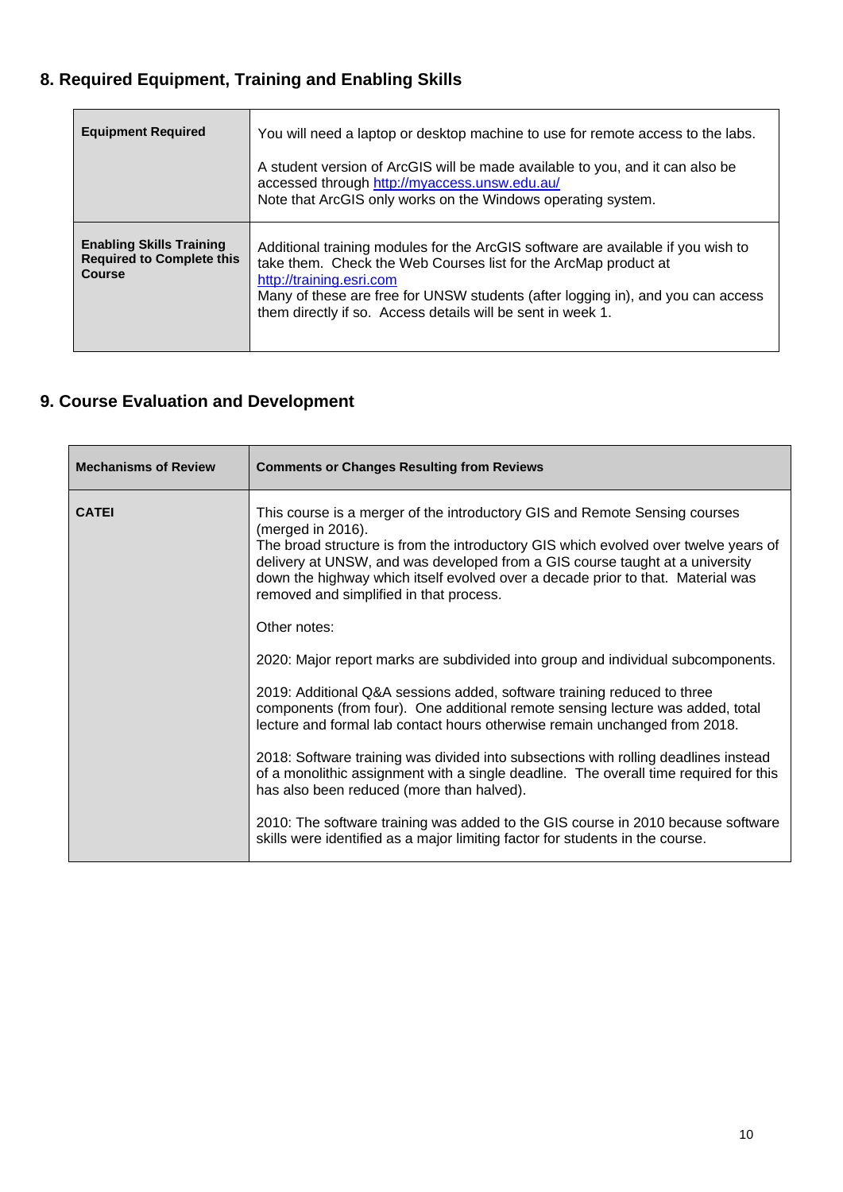## 8. Required Equipment, Training and Enabling Skills

| | |
|---|---|
| **Equipment Required** | You will need a laptop or desktop machine to use for remote access to the labs.<br><br>A student version of ArcGIS will be made available to you, and it can also be accessed through http://myaccess.unsw.edu.au/<br>Note that ArcGIS only works on the Windows operating system. |
| **Enabling Skills Training Required to Complete this Course** | Additional training modules for the ArcGIS software are available if you wish to take them. Check the Web Courses list for the ArcMap product at http://training.esri.com<br>Many of these are free for UNSW students (after logging in), and you can access them directly if so. Access details will be sent in week 1. |

## 9. Course Evaluation and Development

| Mechanisms of Review | Comments or Changes Resulting from Reviews |
|---|---|
| **CATEI** | This course is a merger of the introductory GIS and Remote Sensing courses (merged in 2016).<br>The broad structure is from the introductory GIS which evolved over twelve years of delivery at UNSW, and was developed from a GIS course taught at a university down the highway which itself evolved over a decade prior to that. Material was removed and simplified in that process.<br><br>Other notes:<br><br>2020: Major report marks are subdivided into group and individual subcomponents.<br><br>2019: Additional Q&A sessions added, software training reduced to three components (from four). One additional remote sensing lecture was added, total lecture and formal lab contact hours otherwise remain unchanged from 2018.<br><br>2018: Software training was divided into subsections with rolling deadlines instead of a monolithic assignment with a single deadline. The overall time required for this has also been reduced (more than halved).<br><br>2010: The software training was added to the GIS course in 2010 because software skills were identified as a major limiting factor for students in the course. |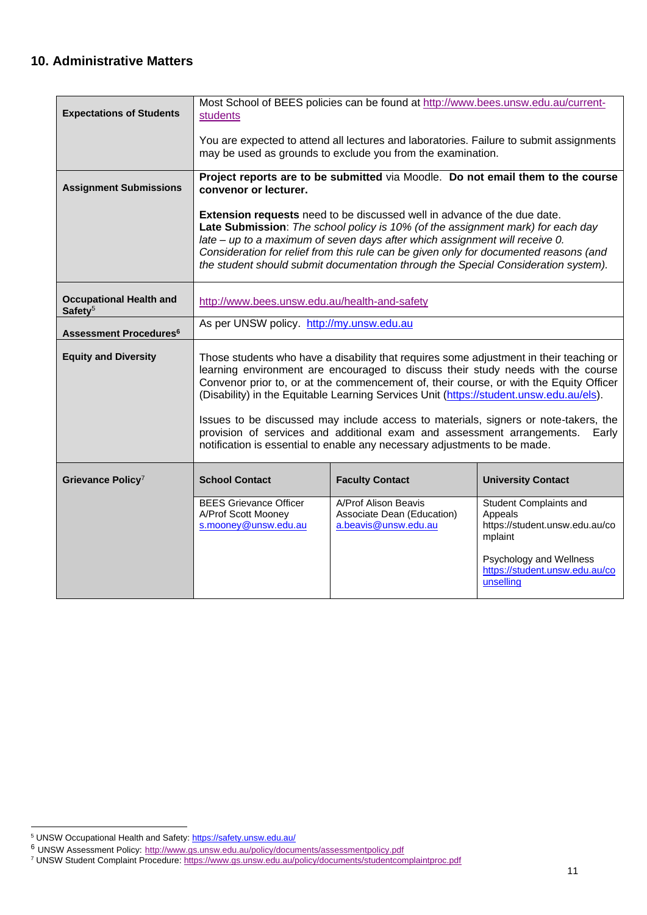## 10. Administrative Matters

| | | | |
|---|---|---|---|
| **Expectations of Students** | Most School of BEES policies can be found at http://www.bees.unsw.edu.au/current-students<br><br>You are expected to attend all lectures and laboratories. Failure to submit assignments may be used as grounds to exclude you from the examination. | | |
| **Assignment Submissions** | **Project reports are to be submitted** via Moodle. **Do not email them to the course convenor or lecturer.**<br><br>**Extension requests** need to be discussed well in advance of the due date.<br>**Late Submission**: *The school policy is 10% (of the assignment mark) for each day late – up to a maximum of seven days after which assignment will receive 0. Consideration for relief from this rule can be given only for documented reasons (and the student should submit documentation through the Special Consideration system).* | | |
| **Occupational Health and Safety**[5] | http://www.bees.unsw.edu.au/health-and-safety | | |
| **Assessment Procedures**[6] | As per UNSW policy. http://my.unsw.edu.au | | |
| **Equity and Diversity** | Those students who have a disability that requires some adjustment in their teaching or learning environment are encouraged to discuss their study needs with the course Convenor prior to, or at the commencement of, their course, or with the Equity Officer (Disability) in the Equitable Learning Services Unit (https://student.unsw.edu.au/els).<br><br>Issues to be discussed may include access to materials, signers or note-takers, the provision of services and additional exam and assessment arrangements. Early notification is essential to enable any necessary adjustments to be made. | | |
| **Grievance Policy**[7] | **School Contact** | **Faculty Contact** | **University Contact** |
| | BEES Grievance Officer<br>A/Prof Scott Mooney<br>s.mooney@unsw.edu.au | A/Prof Alison Beavis<br>Associate Dean (Education)<br>a.beavis@unsw.edu.au | Student Complaints and Appeals<br>https://student.unsw.edu.au/complaint<br><br>Psychology and Wellness<br>https://student.unsw.edu.au/counselling |

[5] UNSW Occupational Health and Safety: https://safety.unsw.edu.au/
[6] UNSW Assessment Policy: http://www.gs.unsw.edu.au/policy/documents/assessmentpolicy.pdf
[7] UNSW Student Complaint Procedure: https://www.gs.unsw.edu.au/policy/documents/studentcomplaintproc.pdf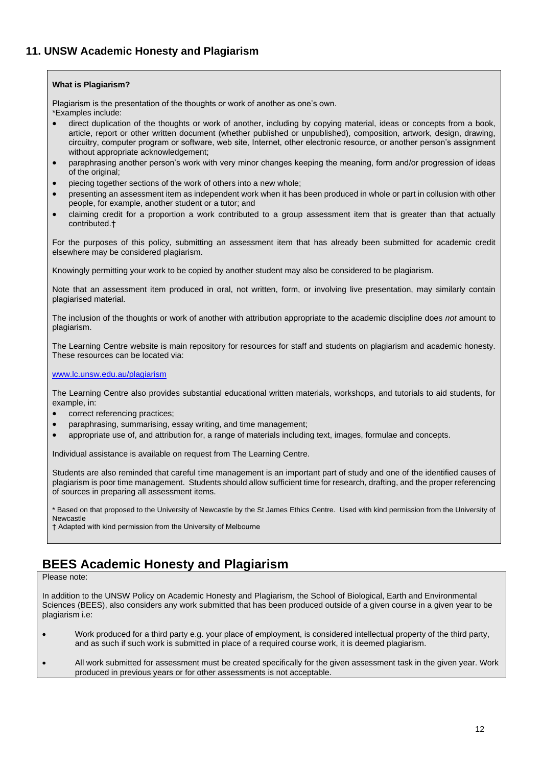## 11. UNSW Academic Honesty and Plagiarism

**What is Plagiarism?**

Plagiarism is the presentation of the thoughts or work of another as one's own.
*Examples include:

- direct duplication of the thoughts or work of another, including by copying material, ideas or concepts from a book, article, report or other written document (whether published or unpublished), composition, artwork, design, drawing, circuitry, computer program or software, web site, Internet, other electronic resource, or another person's assignment without appropriate acknowledgement;
- paraphrasing another person's work with very minor changes keeping the meaning, form and/or progression of ideas of the original;
- piecing together sections of the work of others into a new whole;
- presenting an assessment item as independent work when it has been produced in whole or part in collusion with other people, for example, another student or a tutor; and
- claiming credit for a proportion a work contributed to a group assessment item that is greater than that actually contributed.†

For the purposes of this policy, submitting an assessment item that has already been submitted for academic credit elsewhere may be considered plagiarism.

Knowingly permitting your work to be copied by another student may also be considered to be plagiarism.

Note that an assessment item produced in oral, not written, form, or involving live presentation, may similarly contain plagiarised material.

The inclusion of the thoughts or work of another with attribution appropriate to the academic discipline does *not* amount to plagiarism.

The Learning Centre website is main repository for resources for staff and students on plagiarism and academic honesty. These resources can be located via:

www.lc.unsw.edu.au/plagiarism

The Learning Centre also provides substantial educational written materials, workshops, and tutorials to aid students, for example, in:

- correct referencing practices;
- paraphrasing, summarising, essay writing, and time management;
- appropriate use of, and attribution for, a range of materials including text, images, formulae and concepts.

Individual assistance is available on request from The Learning Centre.

Students are also reminded that careful time management is an important part of study and one of the identified causes of plagiarism is poor time management. Students should allow sufficient time for research, drafting, and the proper referencing of sources in preparing all assessment items.

* Based on that proposed to the University of Newcastle by the St James Ethics Centre. Used with kind permission from the University of Newcastle
† Adapted with kind permission from the University of Melbourne

## BEES Academic Honesty and Plagiarism

Please note:

In addition to the UNSW Policy on Academic Honesty and Plagiarism, the School of Biological, Earth and Environmental Sciences (BEES), also considers any work submitted that has been produced outside of a given course in a given year to be plagiarism i.e:

- Work produced for a third party e.g. your place of employment, is considered intellectual property of the third party, and as such if such work is submitted in place of a required course work, it is deemed plagiarism.
- All work submitted for assessment must be created specifically for the given assessment task in the given year. Work produced in previous years or for other assessments is not acceptable.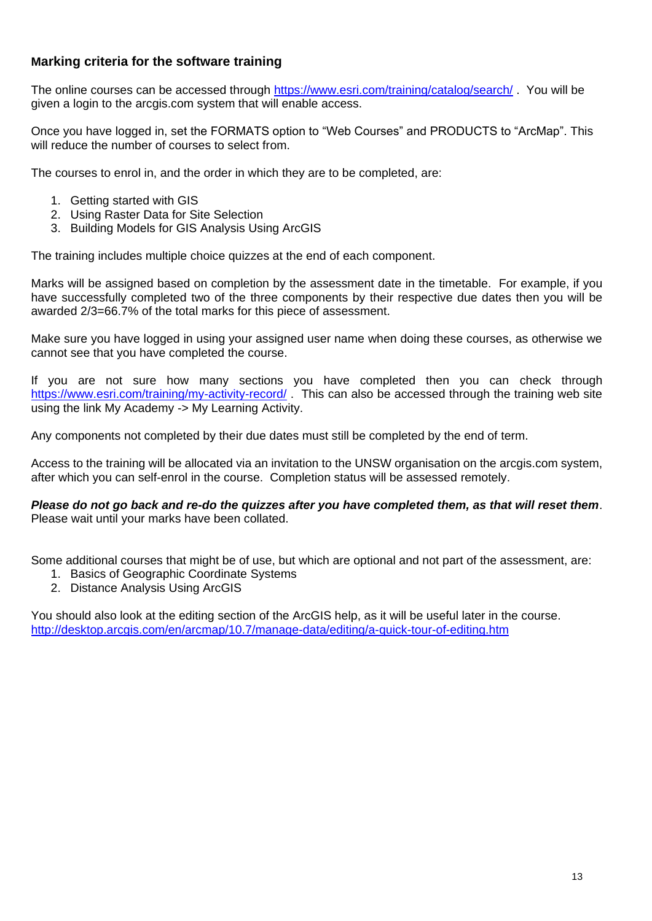### Marking criteria for the software training

The online courses can be accessed through https://www.esri.com/training/catalog/search/ . You will be given a login to the arcgis.com system that will enable access.

Once you have logged in, set the FORMATS option to "Web Courses" and PRODUCTS to "ArcMap". This will reduce the number of courses to select from.

The courses to enrol in, and the order in which they are to be completed, are:

1. Getting started with GIS
2. Using Raster Data for Site Selection
3. Building Models for GIS Analysis Using ArcGIS

The training includes multiple choice quizzes at the end of each component.

Marks will be assigned based on completion by the assessment date in the timetable. For example, if you have successfully completed two of the three components by their respective due dates then you will be awarded 2/3=66.7% of the total marks for this piece of assessment.

Make sure you have logged in using your assigned user name when doing these courses, as otherwise we cannot see that you have completed the course.

If you are not sure how many sections you have completed then you can check through https://www.esri.com/training/my-activity-record/ . This can also be accessed through the training web site using the link My Academy -> My Learning Activity.

Any components not completed by their due dates must still be completed by the end of term.

Access to the training will be allocated via an invitation to the UNSW organisation on the arcgis.com system, after which you can self-enrol in the course. Completion status will be assessed remotely.

***Please do not go back and re-do the quizzes after you have completed them, as that will reset them***. Please wait until your marks have been collated.

Some additional courses that might be of use, but which are optional and not part of the assessment, are:

1. Basics of Geographic Coordinate Systems
2. Distance Analysis Using ArcGIS

You should also look at the editing section of the ArcGIS help, as it will be useful later in the course.
http://desktop.arcgis.com/en/arcmap/10.7/manage-data/editing/a-quick-tour-of-editing.htm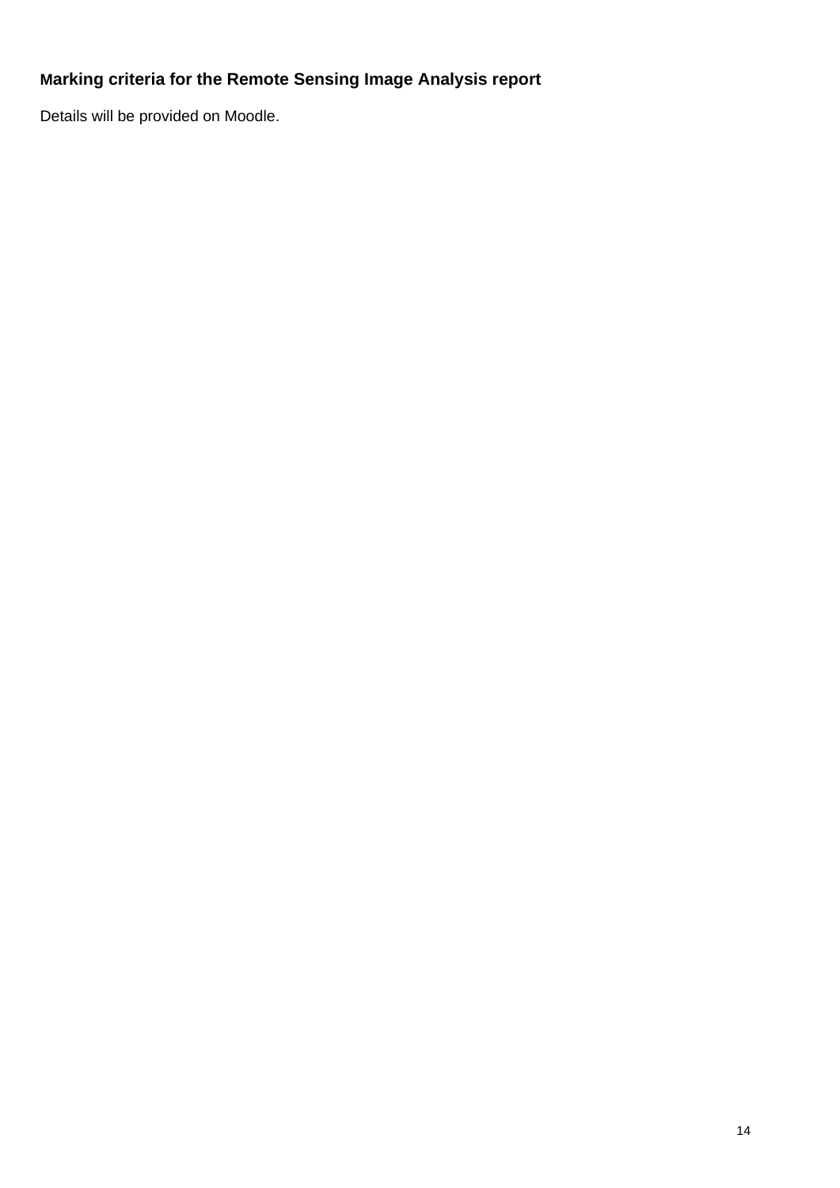**Marking criteria for the Remote Sensing Image Analysis report**

Details will be provided on Moodle.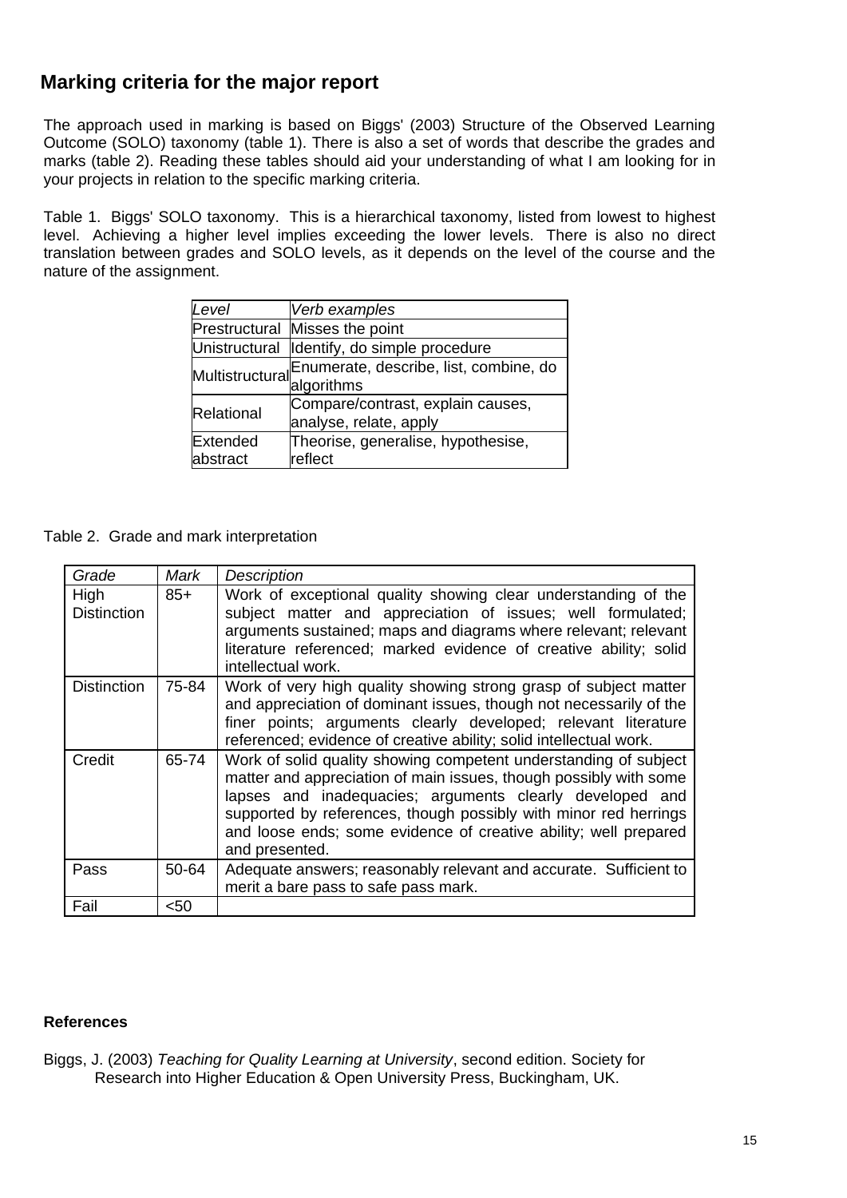## Marking criteria for the major report

The approach used in marking is based on Biggs' (2003) Structure of the Observed Learning Outcome (SOLO) taxonomy (table 1). There is also a set of words that describe the grades and marks (table 2). Reading these tables should aid your understanding of what I am looking for in your projects in relation to the specific marking criteria.

Table 1. Biggs' SOLO taxonomy. This is a hierarchical taxonomy, listed from lowest to highest level. Achieving a higher level implies exceeding the lower levels. There is also no direct translation between grades and SOLO levels, as it depends on the level of the course and the nature of the assignment.

| *Level* | *Verb examples* |
|---|---|
| Prestructural | Misses the point |
| Unistructural | Identify, do simple procedure |
| Multistructural | Enumerate, describe, list, combine, do algorithms |
| Relational | Compare/contrast, explain causes, analyse, relate, apply |
| Extended abstract | Theorise, generalise, hypothesise, reflect |

Table 2. Grade and mark interpretation

| *Grade* | *Mark* | *Description* |
|---|---|---|
| High Distinction | 85+ | Work of exceptional quality showing clear understanding of the subject matter and appreciation of issues; well formulated; arguments sustained; maps and diagrams where relevant; relevant literature referenced; marked evidence of creative ability; solid intellectual work. |
| Distinction | 75-84 | Work of very high quality showing strong grasp of subject matter and appreciation of dominant issues, though not necessarily of the finer points; arguments clearly developed; relevant literature referenced; evidence of creative ability; solid intellectual work. |
| Credit | 65-74 | Work of solid quality showing competent understanding of subject matter and appreciation of main issues, though possibly with some lapses and inadequacies; arguments clearly developed and supported by references, though possibly with minor red herrings and loose ends; some evidence of creative ability; well prepared and presented. |
| Pass | 50-64 | Adequate answers; reasonably relevant and accurate. Sufficient to merit a bare pass to safe pass mark. |
| Fail | <50 | |

**References**

Biggs, J. (2003) *Teaching for Quality Learning at University*, second edition. Society for Research into Higher Education & Open University Press, Buckingham, UK.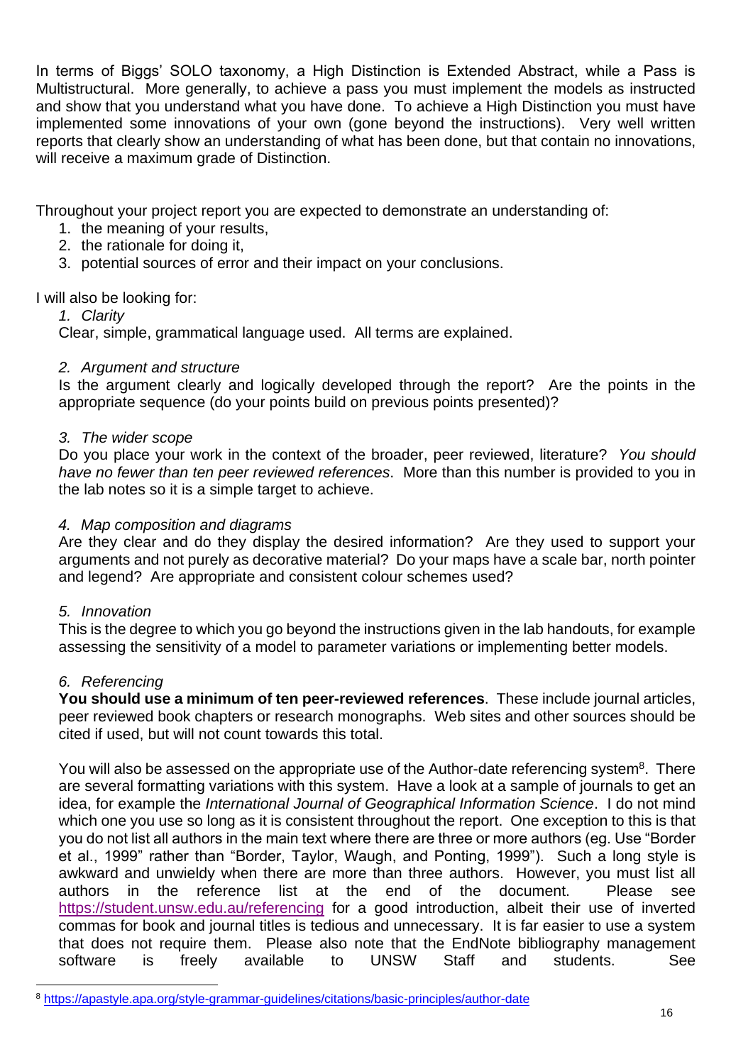In terms of Biggs' SOLO taxonomy, a High Distinction is Extended Abstract, while a Pass is Multistructural. More generally, to achieve a pass you must implement the models as instructed and show that you understand what you have done. To achieve a High Distinction you must have implemented some innovations of your own (gone beyond the instructions). Very well written reports that clearly show an understanding of what has been done, but that contain no innovations, will receive a maximum grade of Distinction.

Throughout your project report you are expected to demonstrate an understanding of:

1. the meaning of your results,
2. the rationale for doing it,
3. potential sources of error and their impact on your conclusions.

I will also be looking for:

1. *Clarity*

   Clear, simple, grammatical language used. All terms are explained.

2. *Argument and structure*

   Is the argument clearly and logically developed through the report? Are the points in the appropriate sequence (do your points build on previous points presented)?

3. *The wider scope*

   Do you place your work in the context of the broader, peer reviewed, literature? *You should have no fewer than ten peer reviewed references*. More than this number is provided to you in the lab notes so it is a simple target to achieve.

4. *Map composition and diagrams*

   Are they clear and do they display the desired information? Are they used to support your arguments and not purely as decorative material? Do your maps have a scale bar, north pointer and legend? Are appropriate and consistent colour schemes used?

5. *Innovation*

   This is the degree to which you go beyond the instructions given in the lab handouts, for example assessing the sensitivity of a model to parameter variations or implementing better models.

6. *Referencing*

   **You should use a minimum of ten peer-reviewed references**. These include journal articles, peer reviewed book chapters or research monographs. Web sites and other sources should be cited if used, but will not count towards this total.

   You will also be assessed on the appropriate use of the Author-date referencing system[8]. There are several formatting variations with this system. Have a look at a sample of journals to get an idea, for example the *International Journal of Geographical Information Science*. I do not mind which one you use so long as it is consistent throughout the report. One exception to this is that you do not list all authors in the main text where there are three or more authors (eg. Use "Border et al., 1999" rather than "Border, Taylor, Waugh, and Ponting, 1999"). Such a long style is awkward and unwieldy when there are more than three authors. However, you must list all authors in the reference list at the end of the document. Please see https://student.unsw.edu.au/referencing for a good introduction, albeit their use of inverted commas for book and journal titles is tedious and unnecessary. It is far easier to use a system that does not require them. Please also note that the EndNote bibliography management software is freely available to UNSW Staff and students. See

[8] https://apastyle.apa.org/style-grammar-guidelines/citations/basic-principles/author-date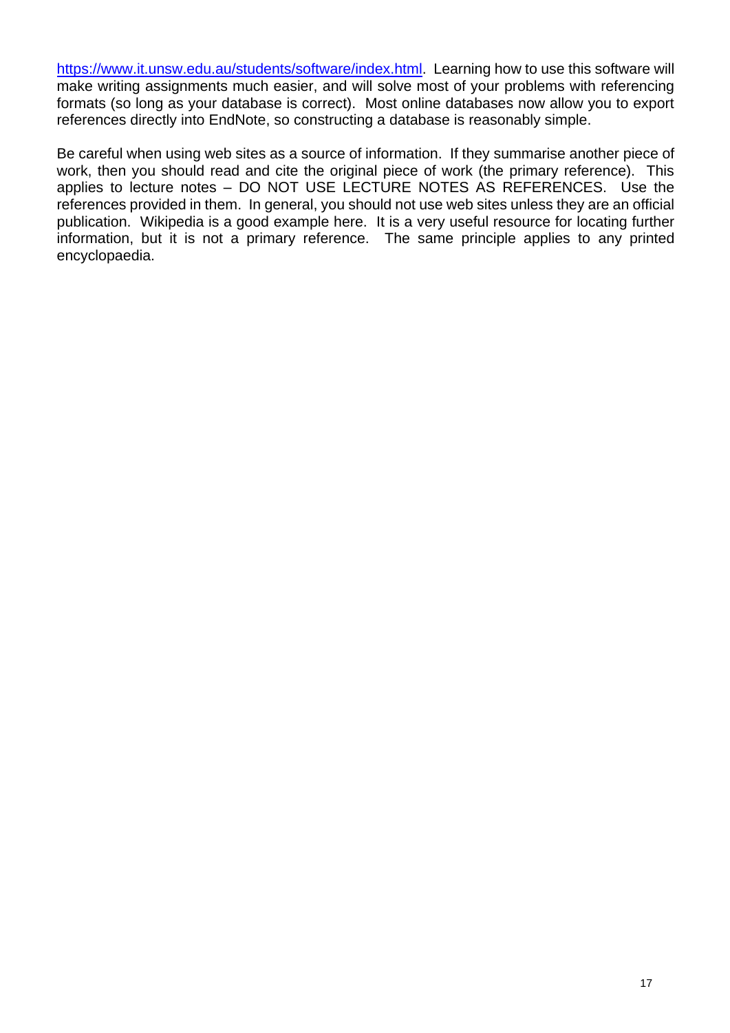https://www.it.unsw.edu.au/students/software/index.html. Learning how to use this software will make writing assignments much easier, and will solve most of your problems with referencing formats (so long as your database is correct). Most online databases now allow you to export references directly into EndNote, so constructing a database is reasonably simple.

Be careful when using web sites as a source of information. If they summarise another piece of work, then you should read and cite the original piece of work (the primary reference). This applies to lecture notes – DO NOT USE LECTURE NOTES AS REFERENCES. Use the references provided in them. In general, you should not use web sites unless they are an official publication. Wikipedia is a good example here. It is a very useful resource for locating further information, but it is not a primary reference. The same principle applies to any printed encyclopaedia.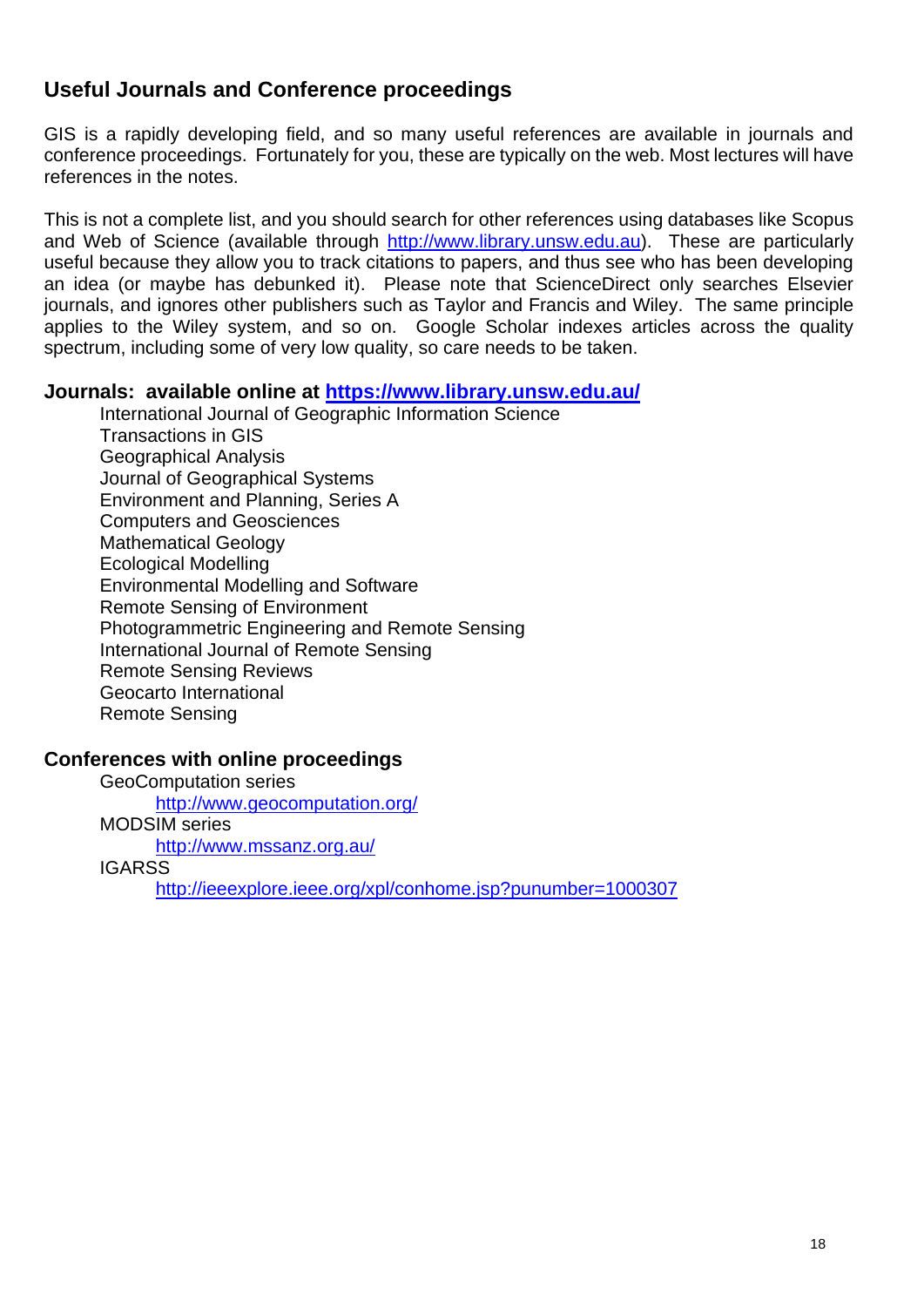## Useful Journals and Conference proceedings

GIS is a rapidly developing field, and so many useful references are available in journals and conference proceedings. Fortunately for you, these are typically on the web. Most lectures will have references in the notes.

This is not a complete list, and you should search for other references using databases like Scopus and Web of Science (available through http://www.library.unsw.edu.au). These are particularly useful because they allow you to track citations to papers, and thus see who has been developing an idea (or maybe has debunked it). Please note that ScienceDirect only searches Elsevier journals, and ignores other publishers such as Taylor and Francis and Wiley. The same principle applies to the Wiley system, and so on. Google Scholar indexes articles across the quality spectrum, including some of very low quality, so care needs to be taken.

### Journals: available online at https://www.library.unsw.edu.au/

- International Journal of Geographic Information Science
- Transactions in GIS
- Geographical Analysis
- Journal of Geographical Systems
- Environment and Planning, Series A
- Computers and Geosciences
- Mathematical Geology
- Ecological Modelling
- Environmental Modelling and Software
- Remote Sensing of Environment
- Photogrammetric Engineering and Remote Sensing
- International Journal of Remote Sensing
- Remote Sensing Reviews
- Geocarto International
- Remote Sensing

### Conferences with online proceedings

- GeoComputation series
  - http://www.geocomputation.org/
- MODSIM series
  - http://www.mssanz.org.au/
- IGARSS
  - http://ieeexplore.ieee.org/xpl/conhome.jsp?punumber=1000307